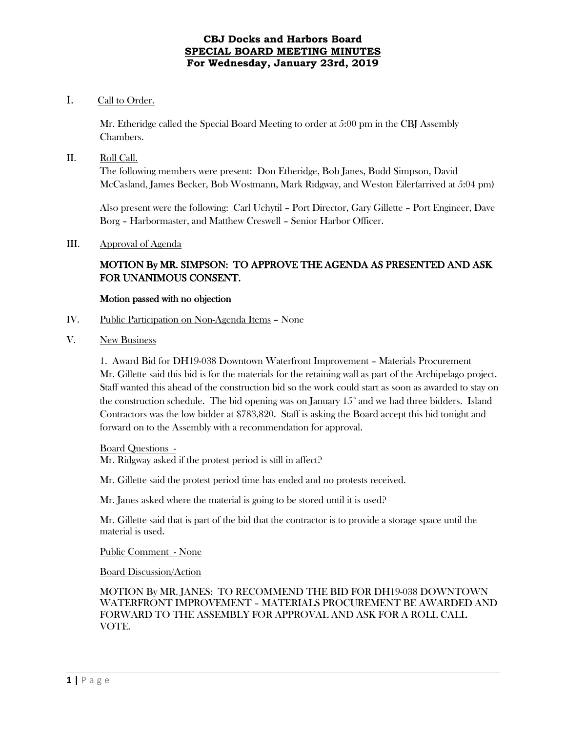# CBJ Docks and Harbors Board
## SPECIAL BOARD MEETING MINUTES
### For Wednesday, January 23rd, 2019

I. Call to Order.

Mr. Etheridge called the Special Board Meeting to order at 5:00 pm in the CBJ Assembly Chambers.

II. Roll Call.

The following members were present: Don Etheridge, Bob Janes, Budd Simpson, David McCasland, James Becker, Bob Wostmann, Mark Ridgway, and Weston Eiler(arrived at 5:04 pm)

Also present were the following: Carl Uchytil – Port Director, Gary Gillette – Port Engineer, Dave Borg – Harbormaster, and Matthew Creswell – Senior Harbor Officer.

III. Approval of Agenda

**MOTION By MR. SIMPSON: TO APPROVE THE AGENDA AS PRESENTED AND ASK FOR UNANIMOUS CONSENT.**

**Motion passed with no objection**

IV. Public Participation on Non-Agenda Items – None

V. New Business

1. Award Bid for DH19-038 Downtown Waterfront Improvement – Materials Procurement

Mr. Gillette said this bid is for the materials for the retaining wall as part of the Archipelago project. Staff wanted this ahead of the construction bid so the work could start as soon as awarded to stay on the construction schedule. The bid opening was on January 15th and we had three bidders. Island Contractors was the low bidder at $783,820. Staff is asking the Board accept this bid tonight and forward on to the Assembly with a recommendation for approval.

Board Questions -

Mr. Ridgway asked if the protest period is still in affect?

Mr. Gillette said the protest period time has ended and no protests received.

Mr. Janes asked where the material is going to be stored until it is used?

Mr. Gillette said that is part of the bid that the contractor is to provide a storage space until the material is used.

Public Comment - None

Board Discussion/Action

MOTION By MR. JANES: TO RECOMMEND THE BID FOR DH19-038 DOWNTOWN WATERFRONT IMPROVEMENT – MATERIALS PROCUREMENT BE AWARDED AND FORWARD TO THE ASSEMBLY FOR APPROVAL AND ASK FOR A ROLL CALL VOTE.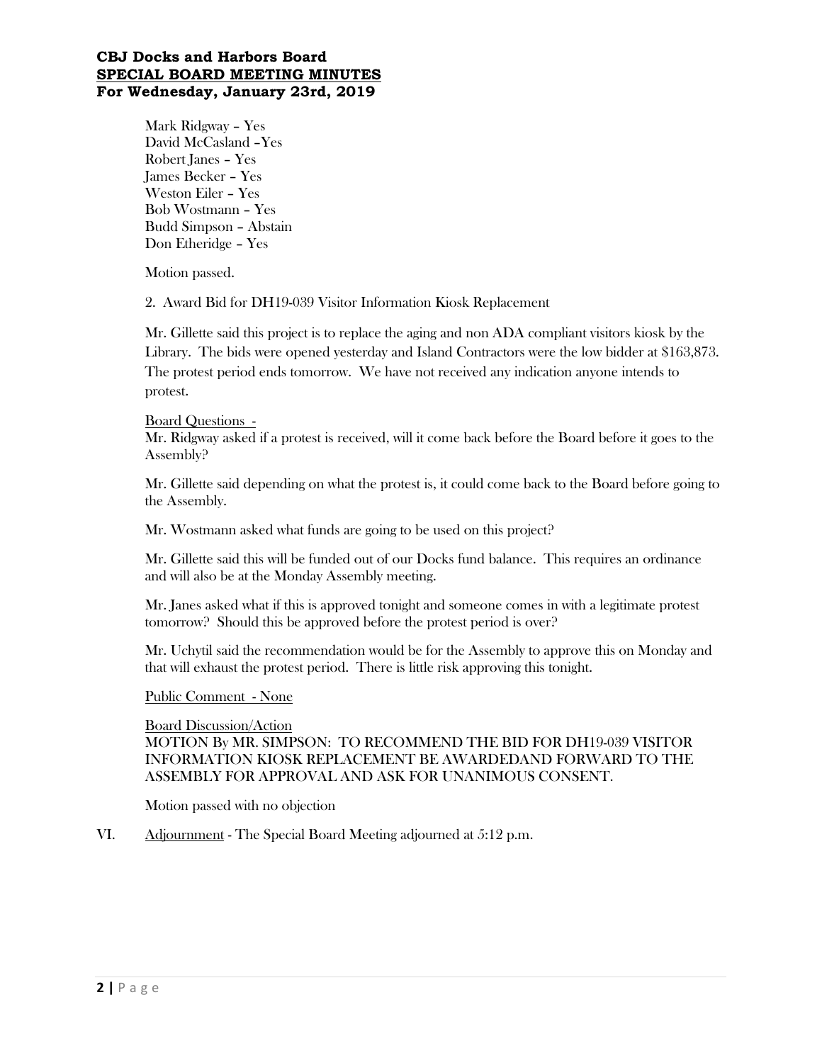Mark Ridgway – Yes
David McCasland –Yes
Robert Janes – Yes
James Becker – Yes
Weston Eiler – Yes
Bob Wostmann – Yes
Budd Simpson – Abstain
Don Etheridge – Yes

Motion passed.

2. Award Bid for DH19-039 Visitor Information Kiosk Replacement

Mr. Gillette said this project is to replace the aging and non ADA compliant visitors kiosk by the Library. The bids were opened yesterday and Island Contractors were the low bidder at $163,873. The protest period ends tomorrow. We have not received any indication anyone intends to protest.

Board Questions -

Mr. Ridgway asked if a protest is received, will it come back before the Board before it goes to the Assembly?

Mr. Gillette said depending on what the protest is, it could come back to the Board before going to the Assembly.

Mr. Wostmann asked what funds are going to be used on this project?

Mr. Gillette said this will be funded out of our Docks fund balance. This requires an ordinance and will also be at the Monday Assembly meeting.

Mr. Janes asked what if this is approved tonight and someone comes in with a legitimate protest tomorrow? Should this be approved before the protest period is over?

Mr. Uchytil said the recommendation would be for the Assembly to approve this on Monday and that will exhaust the protest period. There is little risk approving this tonight.

Public Comment - None

Board Discussion/Action

MOTION By MR. SIMPSON: TO RECOMMEND THE BID FOR DH19-039 VISITOR INFORMATION KIOSK REPLACEMENT BE AWARDEDAND FORWARD TO THE ASSEMBLY FOR APPROVAL AND ASK FOR UNANIMOUS CONSENT.

Motion passed with no objection

VI. Adjournment - The Special Board Meeting adjourned at 5:12 p.m.